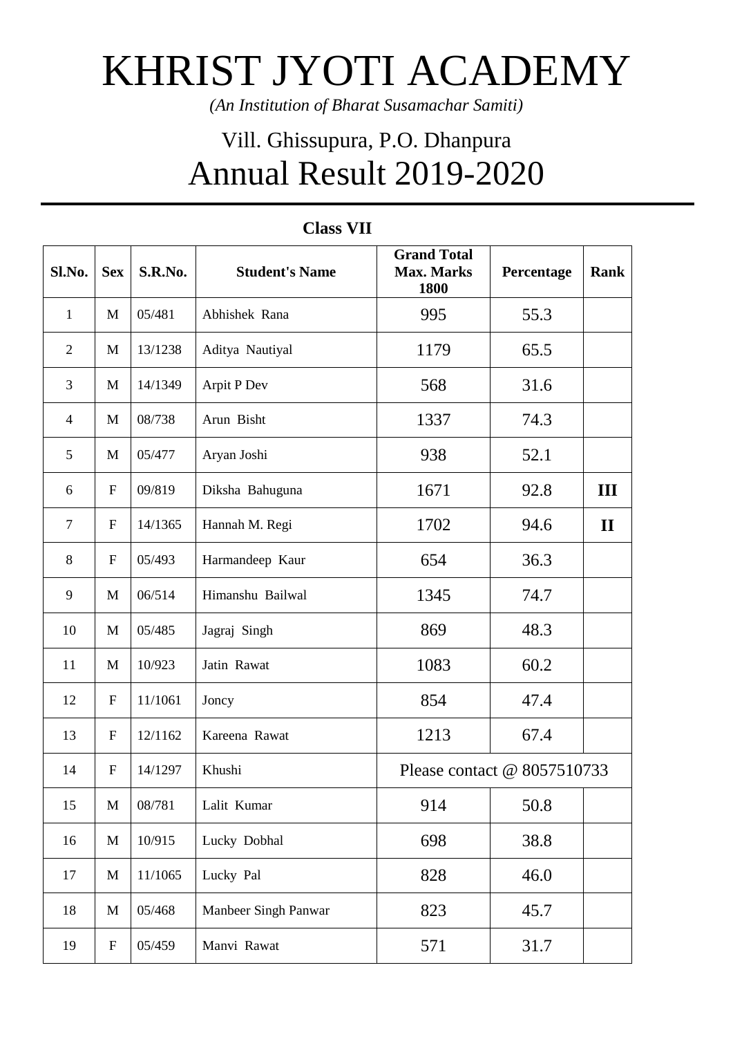# KHRIST JYOTI ACADEMY

*(An Institution of Bharat Susamachar Samiti)*

## Vill. Ghissupura, P.O. Dhanpura

## Annual Result 2019-2020

### Class VII

| Sl.No. | Sex | S.R.No. | Student's Name | Grand Total Max. Marks 1800 | Percentage | Rank |
|---|---|---|---|---|---|---|
| 1 | M | 05/481 | Abhishek Rana | 995 | 55.3 | |
| 2 | M | 13/1238 | Aditya Nautiyal | 1179 | 65.5 | |
| 3 | M | 14/1349 | Arpit P Dev | 568 | 31.6 | |
| 4 | M | 08/738 | Arun Bisht | 1337 | 74.3 | |
| 5 | M | 05/477 | Aryan Joshi | 938 | 52.1 | |
| 6 | F | 09/819 | Diksha Bahuguna | 1671 | 92.8 | **III** |
| 7 | F | 14/1365 | Hannah M. Regi | 1702 | 94.6 | **II** |
| 8 | F | 05/493 | Harmandeep Kaur | 654 | 36.3 | |
| 9 | M | 06/514 | Himanshu Bailwal | 1345 | 74.7 | |
| 10 | M | 05/485 | Jagraj Singh | 869 | 48.3 | |
| 11 | M | 10/923 | Jatin Rawat | 1083 | 60.2 | |
| 12 | F | 11/1061 | Joncy | 854 | 47.4 | |
| 13 | F | 12/1162 | Kareena Rawat | 1213 | 67.4 | |
| 14 | F | 14/1297 | Khushi | Please contact @ 8057510733 | | |
| 15 | M | 08/781 | Lalit Kumar | 914 | 50.8 | |
| 16 | M | 10/915 | Lucky Dobhal | 698 | 38.8 | |
| 17 | M | 11/1065 | Lucky Pal | 828 | 46.0 | |
| 18 | M | 05/468 | Manbeer Singh Panwar | 823 | 45.7 | |
| 19 | F | 05/459 | Manvi Rawat | 571 | 31.7 | |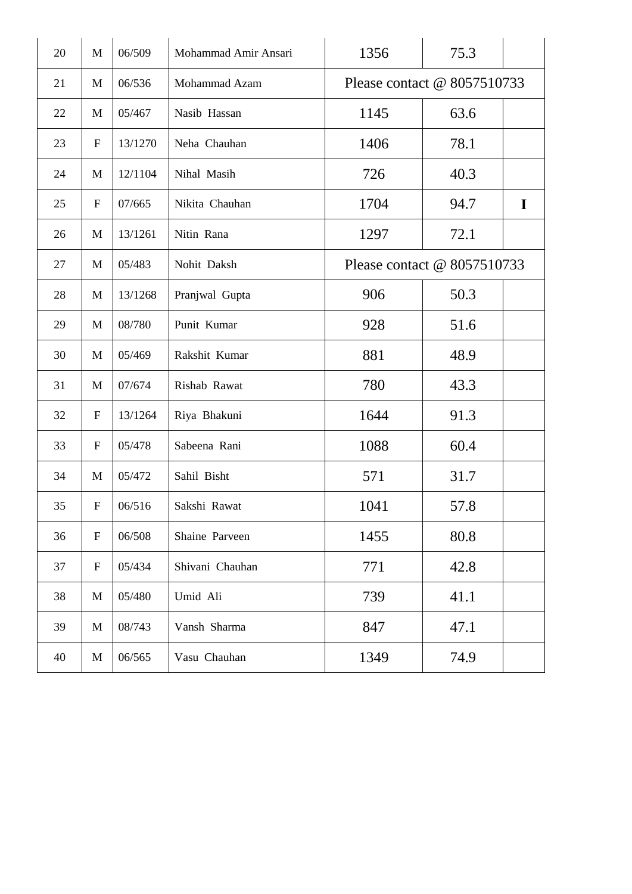| | | | | | | |
|---|---|---|---|---|---|---|
| 20 | M | 06/509 | Mohammad Amir Ansari | 1356 | 75.3 | |
| 21 | M | 06/536 | Mohammad Azam | Please contact @ 8057510733 | | |
| 22 | M | 05/467 | Nasib Hassan | 1145 | 63.6 | |
| 23 | F | 13/1270 | Neha Chauhan | 1406 | 78.1 | |
| 24 | M | 12/1104 | Nihal Masih | 726 | 40.3 | |
| 25 | F | 07/665 | Nikita Chauhan | 1704 | 94.7 | **I** |
| 26 | M | 13/1261 | Nitin Rana | 1297 | 72.1 | |
| 27 | M | 05/483 | Nohit Daksh | Please contact @ 8057510733 | | |
| 28 | M | 13/1268 | Pranjwal Gupta | 906 | 50.3 | |
| 29 | M | 08/780 | Punit Kumar | 928 | 51.6 | |
| 30 | M | 05/469 | Rakshit Kumar | 881 | 48.9 | |
| 31 | M | 07/674 | Rishab Rawat | 780 | 43.3 | |
| 32 | F | 13/1264 | Riya Bhakuni | 1644 | 91.3 | |
| 33 | F | 05/478 | Sabeena Rani | 1088 | 60.4 | |
| 34 | M | 05/472 | Sahil Bisht | 571 | 31.7 | |
| 35 | F | 06/516 | Sakshi Rawat | 1041 | 57.8 | |
| 36 | F | 06/508 | Shaine Parveen | 1455 | 80.8 | |
| 37 | F | 05/434 | Shivani Chauhan | 771 | 42.8 | |
| 38 | M | 05/480 | Umid Ali | 739 | 41.1 | |
| 39 | M | 08/743 | Vansh Sharma | 847 | 47.1 | |
| 40 | M | 06/565 | Vasu Chauhan | 1349 | 74.9 | |